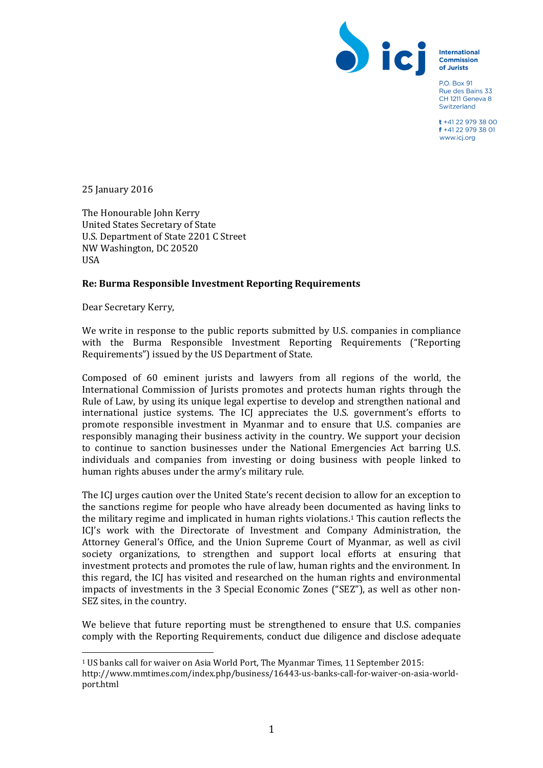International Commission of Jurists

P.O. Box 91
Rue des Bains 33
CH 1211 Geneva 8
Switzerland

t +41 22 979 38 00
f +41 22 979 38 01
www.icj.org

25 January 2016

The Honourable John Kerry
United States Secretary of State
U.S. Department of State 2201 C Street
NW Washington, DC 20520
USA

**Re: Burma Responsible Investment Reporting Requirements**

Dear Secretary Kerry,

We write in response to the public reports submitted by U.S. companies in compliance with the Burma Responsible Investment Reporting Requirements ("Reporting Requirements") issued by the US Department of State.

Composed of 60 eminent jurists and lawyers from all regions of the world, the International Commission of Jurists promotes and protects human rights through the Rule of Law, by using its unique legal expertise to develop and strengthen national and international justice systems. The ICJ appreciates the U.S. government's efforts to promote responsible investment in Myanmar and to ensure that U.S. companies are responsibly managing their business activity in the country. We support your decision to continue to sanction businesses under the National Emergencies Act barring U.S. individuals and companies from investing or doing business with people linked to human rights abuses under the army's military rule.

The ICJ urges caution over the United State's recent decision to allow for an exception to the sanctions regime for people who have already been documented as having links to the military regime and implicated in human rights violations.[1] This caution reflects the ICJ's work with the Directorate of Investment and Company Administration, the Attorney General's Office, and the Union Supreme Court of Myanmar, as well as civil society organizations, to strengthen and support local efforts at ensuring that investment protects and promotes the rule of law, human rights and the environment. In this regard, the ICJ has visited and researched on the human rights and environmental impacts of investments in the 3 Special Economic Zones ("SEZ"), as well as other non-SEZ sites, in the country.

We believe that future reporting must be strengthened to ensure that U.S. companies comply with the Reporting Requirements, conduct due diligence and disclose adequate

---

[1] US banks call for waiver on Asia World Port, The Myanmar Times, 11 September 2015: http://www.mmtimes.com/index.php/business/16443-us-banks-call-for-waiver-on-asia-world-port.html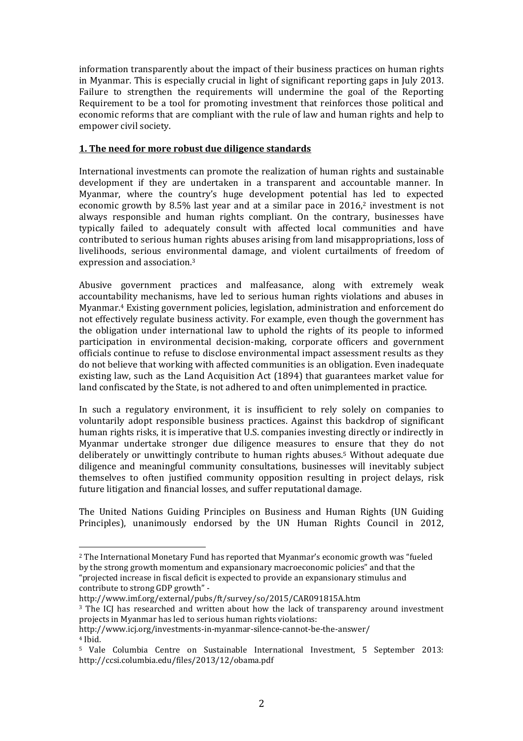information transparently about the impact of their business practices on human rights in Myanmar. This is especially crucial in light of significant reporting gaps in July 2013. Failure to strengthen the requirements will undermine the goal of the Reporting Requirement to be a tool for promoting investment that reinforces those political and economic reforms that are compliant with the rule of law and human rights and help to empower civil society.

## 1. The need for more robust due diligence standards

International investments can promote the realization of human rights and sustainable development if they are undertaken in a transparent and accountable manner. In Myanmar, where the country's huge development potential has led to expected economic growth by 8.5% last year and at a similar pace in 2016,[2] investment is not always responsible and human rights compliant. On the contrary, businesses have typically failed to adequately consult with affected local communities and have contributed to serious human rights abuses arising from land misappropriations, loss of livelihoods, serious environmental damage, and violent curtailments of freedom of expression and association.[3]

Abusive government practices and malfeasance, along with extremely weak accountability mechanisms, have led to serious human rights violations and abuses in Myanmar.[4] Existing government policies, legislation, administration and enforcement do not effectively regulate business activity. For example, even though the government has the obligation under international law to uphold the rights of its people to informed participation in environmental decision-making, corporate officers and government officials continue to refuse to disclose environmental impact assessment results as they do not believe that working with affected communities is an obligation. Even inadequate existing law, such as the Land Acquisition Act (1894) that guarantees market value for land confiscated by the State, is not adhered to and often unimplemented in practice.

In such a regulatory environment, it is insufficient to rely solely on companies to voluntarily adopt responsible business practices. Against this backdrop of significant human rights risks, it is imperative that U.S. companies investing directly or indirectly in Myanmar undertake stronger due diligence measures to ensure that they do not deliberately or unwittingly contribute to human rights abuses.[5] Without adequate due diligence and meaningful community consultations, businesses will inevitably subject themselves to often justified community opposition resulting in project delays, risk future litigation and financial losses, and suffer reputational damage.

The United Nations Guiding Principles on Business and Human Rights (UN Guiding Principles), unanimously endorsed by the UN Human Rights Council in 2012,

---

[2] The International Monetary Fund has reported that Myanmar's economic growth was "fueled by the strong growth momentum and expansionary macroeconomic policies" and that the "projected increase in fiscal deficit is expected to provide an expansionary stimulus and contribute to strong GDP growth" - http://www.imf.org/external/pubs/ft/survey/so/2015/CAR091815A.htm

[3] The ICJ has researched and written about how the lack of transparency around investment projects in Myanmar has led to serious human rights violations: http://www.icj.org/investments-in-myanmar-silence-cannot-be-the-answer/

[4] Ibid.

[5] Vale Columbia Centre on Sustainable International Investment, 5 September 2013: http://ccsi.columbia.edu/files/2013/12/obama.pdf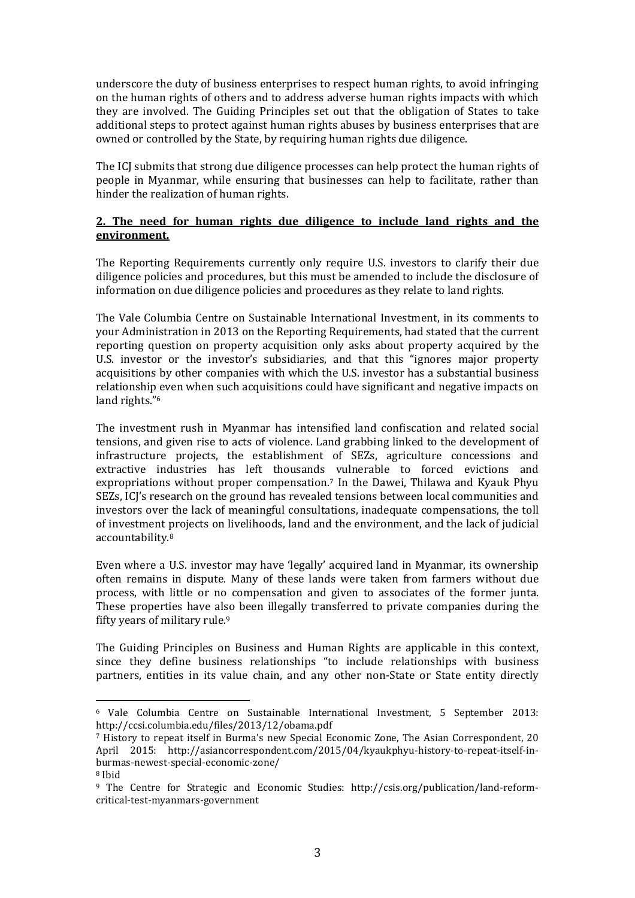underscore the duty of business enterprises to respect human rights, to avoid infringing on the human rights of others and to address adverse human rights impacts with which they are involved. The Guiding Principles set out that the obligation of States to take additional steps to protect against human rights abuses by business enterprises that are owned or controlled by the State, by requiring human rights due diligence.

The ICJ submits that strong due diligence processes can help protect the human rights of people in Myanmar, while ensuring that businesses can help to facilitate, rather than hinder the realization of human rights.

**2. The need for human rights due diligence to include land rights and the environment.**

The Reporting Requirements currently only require U.S. investors to clarify their due diligence policies and procedures, but this must be amended to include the disclosure of information on due diligence policies and procedures as they relate to land rights.

The Vale Columbia Centre on Sustainable International Investment, in its comments to your Administration in 2013 on the Reporting Requirements, had stated that the current reporting question on property acquisition only asks about property acquired by the U.S. investor or the investor's subsidiaries, and that this "ignores major property acquisitions by other companies with which the U.S. investor has a substantial business relationship even when such acquisitions could have significant and negative impacts on land rights."[6]

The investment rush in Myanmar has intensified land confiscation and related social tensions, and given rise to acts of violence. Land grabbing linked to the development of infrastructure projects, the establishment of SEZs, agriculture concessions and extractive industries has left thousands vulnerable to forced evictions and expropriations without proper compensation.[7] In the Dawei, Thilawa and Kyauk Phyu SEZs, ICJ's research on the ground has revealed tensions between local communities and investors over the lack of meaningful consultations, inadequate compensations, the toll of investment projects on livelihoods, land and the environment, and the lack of judicial accountability.[8]

Even where a U.S. investor may have 'legally' acquired land in Myanmar, its ownership often remains in dispute. Many of these lands were taken from farmers without due process, with little or no compensation and given to associates of the former junta. These properties have also been illegally transferred to private companies during the fifty years of military rule.[9]

The Guiding Principles on Business and Human Rights are applicable in this context, since they define business relationships "to include relationships with business partners, entities in its value chain, and any other non-State or State entity directly

---

[6] Vale Columbia Centre on Sustainable International Investment, 5 September 2013: http://ccsi.columbia.edu/files/2013/12/obama.pdf

[7] History to repeat itself in Burma's new Special Economic Zone, The Asian Correspondent, 20 April 2015: http://asiancorrespondent.com/2015/04/kyaukphyu-history-to-repeat-itself-in-burmas-newest-special-economic-zone/

[8] Ibid

[9] The Centre for Strategic and Economic Studies: http://csis.org/publication/land-reform-critical-test-myanmars-government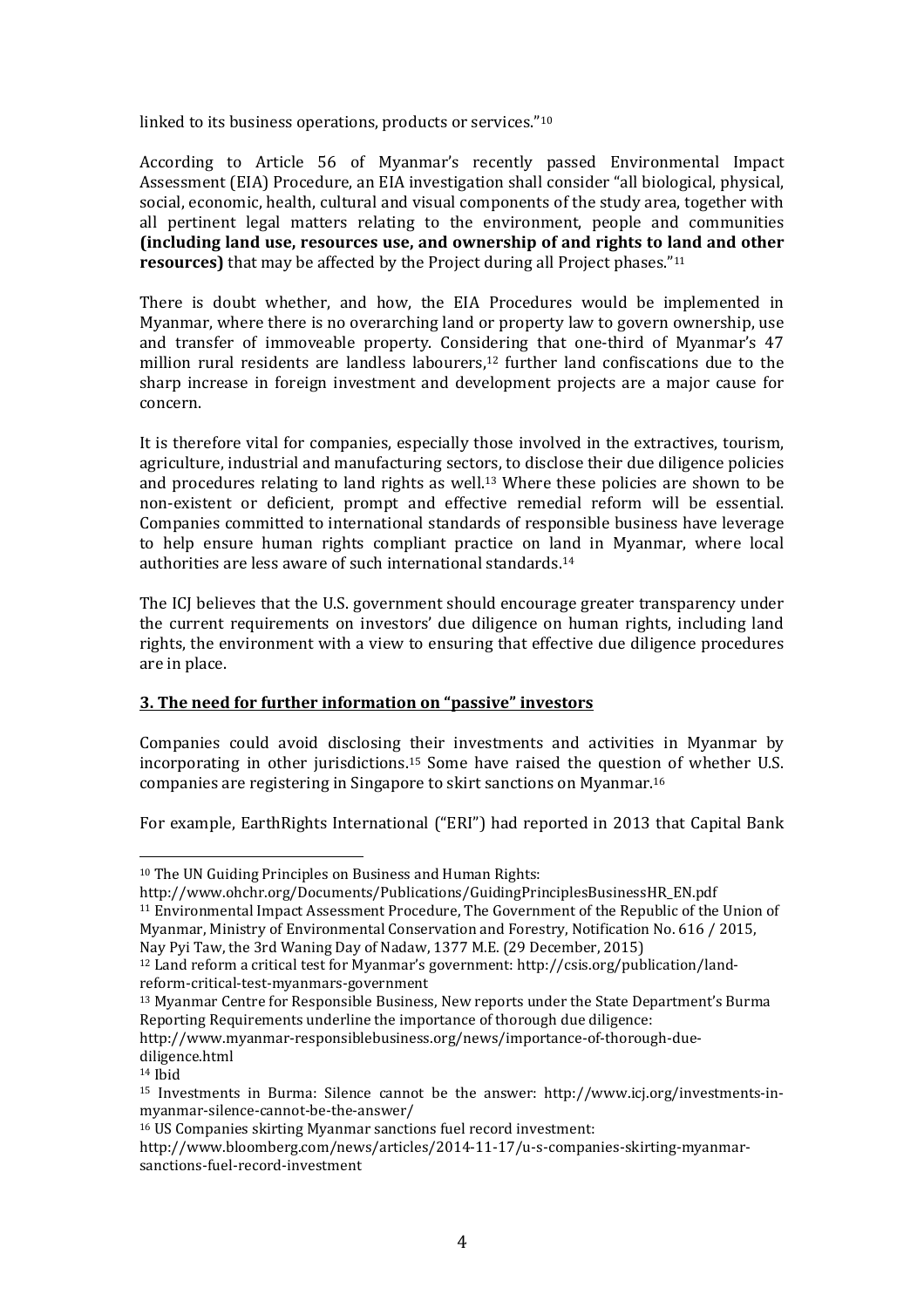linked to its business operations, products or services."[10]

According to Article 56 of Myanmar's recently passed Environmental Impact Assessment (EIA) Procedure, an EIA investigation shall consider "all biological, physical, social, economic, health, cultural and visual components of the study area, together with all pertinent legal matters relating to the environment, people and communities **(including land use, resources use, and ownership of and rights to land and other resources)** that may be affected by the Project during all Project phases."[11]

There is doubt whether, and how, the EIA Procedures would be implemented in Myanmar, where there is no overarching land or property law to govern ownership, use and transfer of immoveable property. Considering that one-third of Myanmar's 47 million rural residents are landless labourers,[12] further land confiscations due to the sharp increase in foreign investment and development projects are a major cause for concern.

It is therefore vital for companies, especially those involved in the extractives, tourism, agriculture, industrial and manufacturing sectors, to disclose their due diligence policies and procedures relating to land rights as well.[13] Where these policies are shown to be non-existent or deficient, prompt and effective remedial reform will be essential. Companies committed to international standards of responsible business have leverage to help ensure human rights compliant practice on land in Myanmar, where local authorities are less aware of such international standards.[14]

The ICJ believes that the U.S. government should encourage greater transparency under the current requirements on investors' due diligence on human rights, including land rights, the environment with a view to ensuring that effective due diligence procedures are in place.

### 3. The need for further information on "passive" investors

Companies could avoid disclosing their investments and activities in Myanmar by incorporating in other jurisdictions.[15] Some have raised the question of whether U.S. companies are registering in Singapore to skirt sanctions on Myanmar.[16]

For example, EarthRights International ("ERI") had reported in 2013 that Capital Bank

---

[10] The UN Guiding Principles on Business and Human Rights: http://www.ohchr.org/Documents/Publications/GuidingPrinciplesBusinessHR_EN.pdf

[11] Environmental Impact Assessment Procedure, The Government of the Republic of the Union of Myanmar, Ministry of Environmental Conservation and Forestry, Notification No. 616 / 2015, Nay Pyi Taw, the 3rd Waning Day of Nadaw, 1377 M.E. (29 December, 2015)

[12] Land reform a critical test for Myanmar's government: http://csis.org/publication/land-reform-critical-test-myanmars-government

[13] Myanmar Centre for Responsible Business, New reports under the State Department's Burma Reporting Requirements underline the importance of thorough due diligence: http://www.myanmar-responsiblebusiness.org/news/importance-of-thorough-due-diligence.html

[14] Ibid

[15] Investments in Burma: Silence cannot be the answer: http://www.icj.org/investments-in-myanmar-silence-cannot-be-the-answer/

[16] US Companies skirting Myanmar sanctions fuel record investment: http://www.bloomberg.com/news/articles/2014-11-17/u-s-companies-skirting-myanmar-sanctions-fuel-record-investment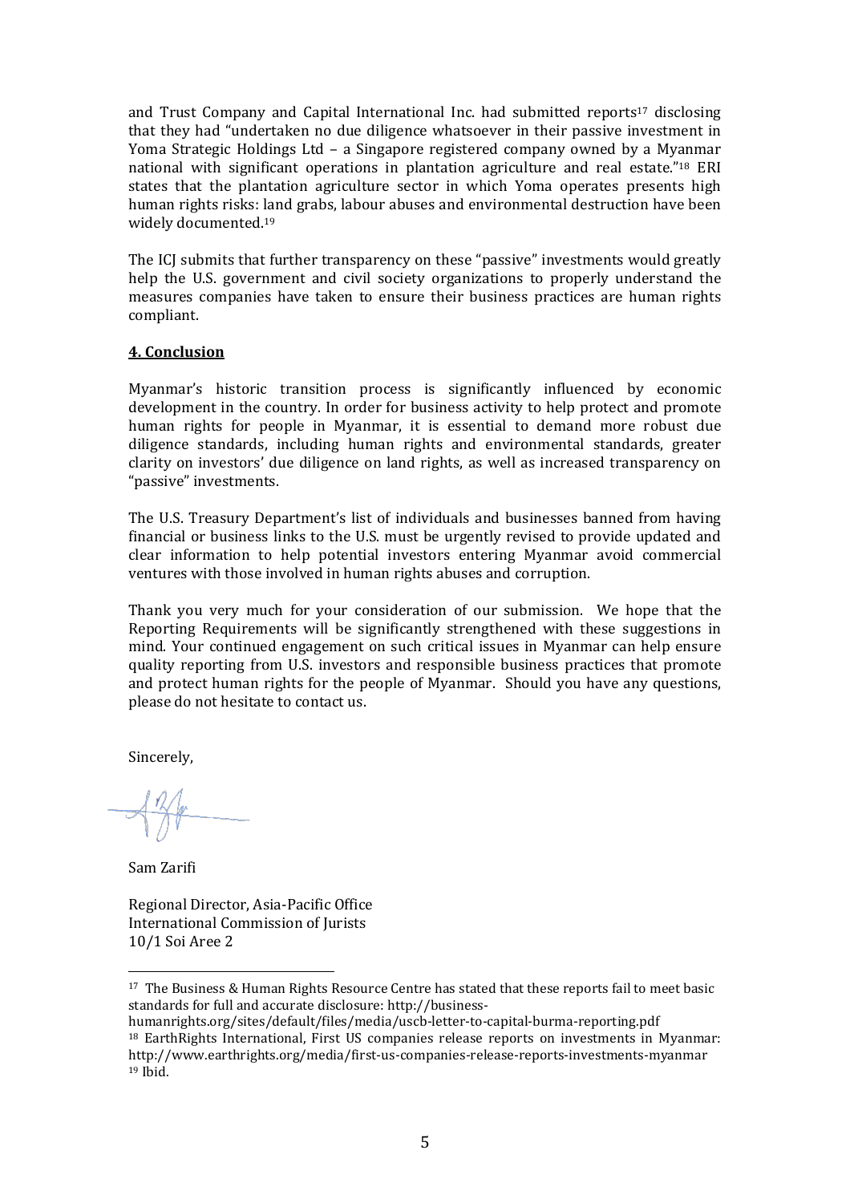and Trust Company and Capital International Inc. had submitted reports[17] disclosing that they had "undertaken no due diligence whatsoever in their passive investment in Yoma Strategic Holdings Ltd – a Singapore registered company owned by a Myanmar national with significant operations in plantation agriculture and real estate."[18] ERI states that the plantation agriculture sector in which Yoma operates presents high human rights risks: land grabs, labour abuses and environmental destruction have been widely documented.[19]

The ICJ submits that further transparency on these "passive" investments would greatly help the U.S. government and civil society organizations to properly understand the measures companies have taken to ensure their business practices are human rights compliant.

## 4. Conclusion

Myanmar's historic transition process is significantly influenced by economic development in the country. In order for business activity to help protect and promote human rights for people in Myanmar, it is essential to demand more robust due diligence standards, including human rights and environmental standards, greater clarity on investors' due diligence on land rights, as well as increased transparency on "passive" investments.

The U.S. Treasury Department's list of individuals and businesses banned from having financial or business links to the U.S. must be urgently revised to provide updated and clear information to help potential investors entering Myanmar avoid commercial ventures with those involved in human rights abuses and corruption.

Thank you very much for your consideration of our submission. We hope that the Reporting Requirements will be significantly strengthened with these suggestions in mind. Your continued engagement on such critical issues in Myanmar can help ensure quality reporting from U.S. investors and responsible business practices that promote and protect human rights for the people of Myanmar. Should you have any questions, please do not hesitate to contact us.

Sincerely,

Sam Zarifi

Regional Director, Asia-Pacific Office
International Commission of Jurists
10/1 Soi Aree 2

---

[17] The Business & Human Rights Resource Centre has stated that these reports fail to meet basic standards for full and accurate disclosure: http://business-humanrights.org/sites/default/files/media/uscb-letter-to-capital-burma-reporting.pdf

[18] EarthRights International, First US companies release reports on investments in Myanmar: http://www.earthrights.org/media/first-us-companies-release-reports-investments-myanmar

[19] Ibid.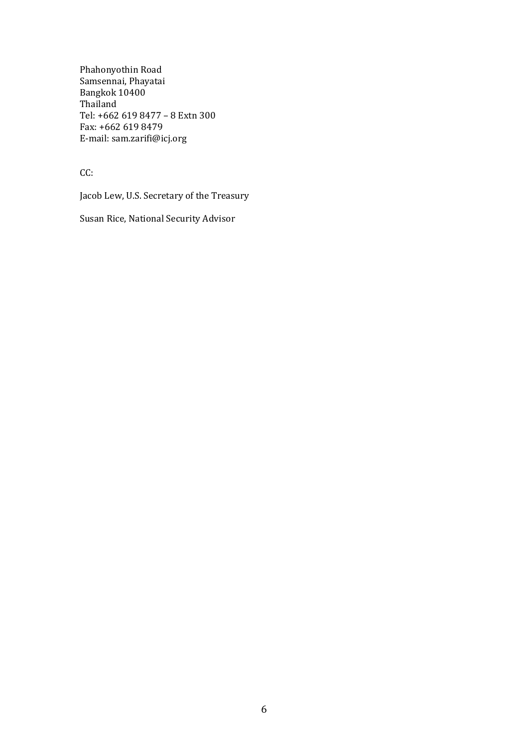Phahonyothin Road
Samsennai, Phayatai
Bangkok 10400
Thailand
Tel: +662 619 8477 – 8 Extn 300
Fax: +662 619 8479
E-mail: sam.zarifi@icj.org

CC:

Jacob Lew, U.S. Secretary of the Treasury

Susan Rice, National Security Advisor